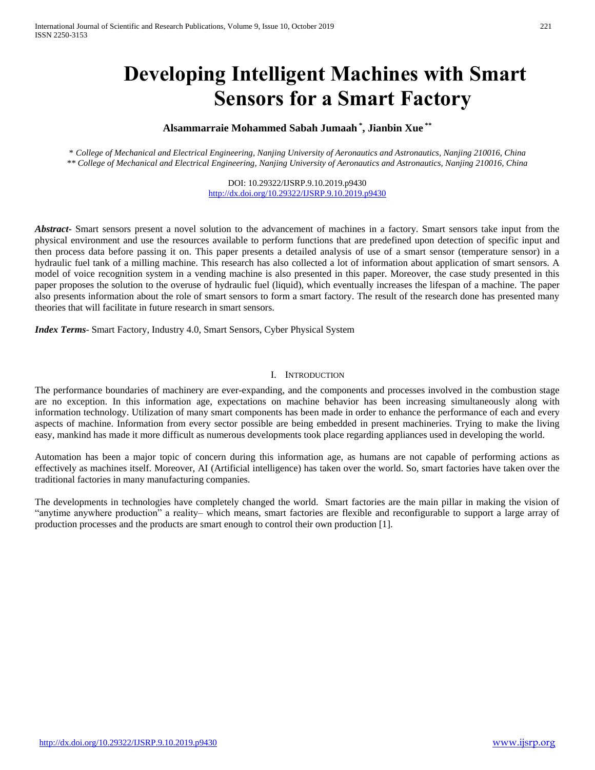# Developing Intelligent Machines with Smart Sensors for a Smart Factory

**Alsammarraie Mohammed Sabah Jumaah [*], Jianbin Xue [**]**

*\* College of Mechanical and Electrical Engineering, Nanjing University of Aeronautics and Astronautics, Nanjing 210016, China*
*\*\* College of Mechanical and Electrical Engineering, Nanjing University of Aeronautics and Astronautics, Nanjing 210016, China*

DOI: 10.29322/IJSRP.9.10.2019.p9430
http://dx.doi.org/10.29322/IJSRP.9.10.2019.p9430

***Abstract***- Smart sensors present a novel solution to the advancement of machines in a factory. Smart sensors take input from the physical environment and use the resources available to perform functions that are predefined upon detection of specific input and then process data before passing it on. This paper presents a detailed analysis of use of a smart sensor (temperature sensor) in a hydraulic fuel tank of a milling machine. This research has also collected a lot of information about application of smart sensors. A model of voice recognition system in a vending machine is also presented in this paper. Moreover, the case study presented in this paper proposes the solution to the overuse of hydraulic fuel (liquid), which eventually increases the lifespan of a machine. The paper also presents information about the role of smart sensors to form a smart factory. The result of the research done has presented many theories that will facilitate in future research in smart sensors.

***Index Terms***- Smart Factory, Industry 4.0, Smart Sensors, Cyber Physical System

## I. Introduction

The performance boundaries of machinery are ever-expanding, and the components and processes involved in the combustion stage are no exception. In this information age, expectations on machine behavior has been increasing simultaneously along with information technology. Utilization of many smart components has been made in order to enhance the performance of each and every aspects of machine. Information from every sector possible are being embedded in present machineries. Trying to make the living easy, mankind has made it more difficult as numerous developments took place regarding appliances used in developing the world.

Automation has been a major topic of concern during this information age, as humans are not capable of performing actions as effectively as machines itself. Moreover, AI (Artificial intelligence) has taken over the world. So, smart factories have taken over the traditional factories in many manufacturing companies.

The developments in technologies have completely changed the world. Smart factories are the main pillar in making the vision of "anytime anywhere production" a reality– which means, smart factories are flexible and reconfigurable to support a large array of production processes and the products are smart enough to control their own production [1].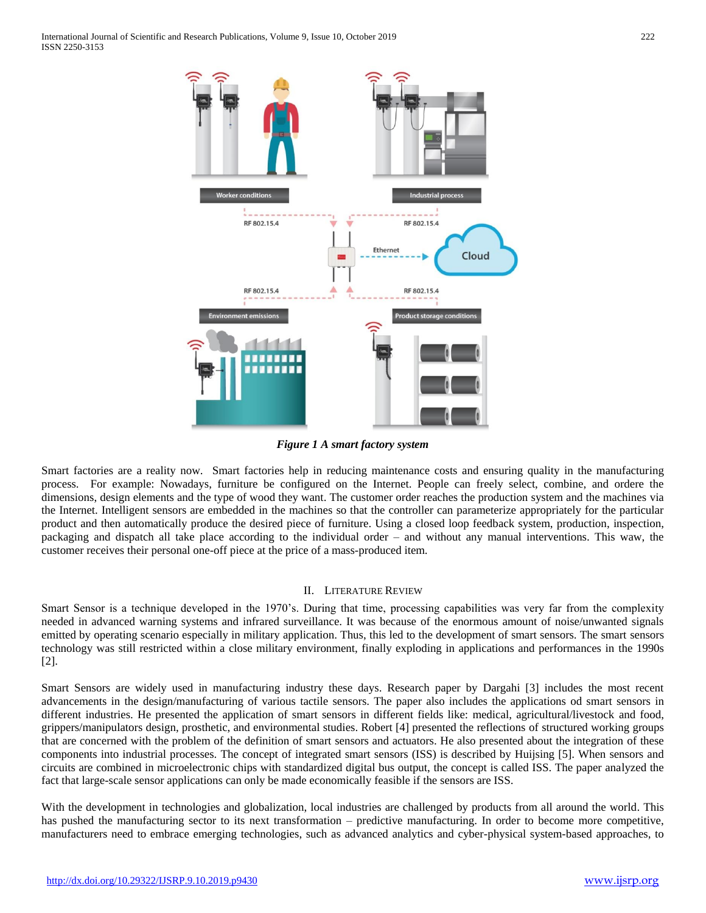*Figure 1 A smart factory system*

Smart factories are a reality now. Smart factories help in reducing maintenance costs and ensuring quality in the manufacturing process. For example: Nowadays, furniture be configured on the Internet. People can freely select, combine, and ordere the dimensions, design elements and the type of wood they want. The customer order reaches the production system and the machines via the Internet. Intelligent sensors are embedded in the machines so that the controller can parameterize appropriately for the particular product and then automatically produce the desired piece of furniture. Using a closed loop feedback system, production, inspection, packaging and dispatch all take place according to the individual order – and without any manual interventions. This waw, the customer receives their personal one-off piece at the price of a mass-produced item.

## II. Literature Review

Smart Sensor is a technique developed in the 1970's. During that time, processing capabilities was very far from the complexity needed in advanced warning systems and infrared surveillance. It was because of the enormous amount of noise/unwanted signals emitted by operating scenario especially in military application. Thus, this led to the development of smart sensors. The smart sensors technology was still restricted within a close military environment, finally exploding in applications and performances in the 1990s [2].

Smart Sensors are widely used in manufacturing industry these days. Research paper by Dargahi [3] includes the most recent advancements in the design/manufacturing of various tactile sensors. The paper also includes the applications od smart sensors in different industries. He presented the application of smart sensors in different fields like: medical, agricultural/livestock and food, grippers/manipulators design, prosthetic, and environmental studies. Robert [4] presented the reflections of structured working groups that are concerned with the problem of the definition of smart sensors and actuators. He also presented about the integration of these components into industrial processes. The concept of integrated smart sensors (ISS) is described by Huijsing [5]. When sensors and circuits are combined in microelectronic chips with standardized digital bus output, the concept is called ISS. The paper analyzed the fact that large-scale sensor applications can only be made economically feasible if the sensors are ISS.

With the development in technologies and globalization, local industries are challenged by products from all around the world. This has pushed the manufacturing sector to its next transformation – predictive manufacturing. In order to become more competitive, manufacturers need to embrace emerging technologies, such as advanced analytics and cyber-physical system-based approaches, to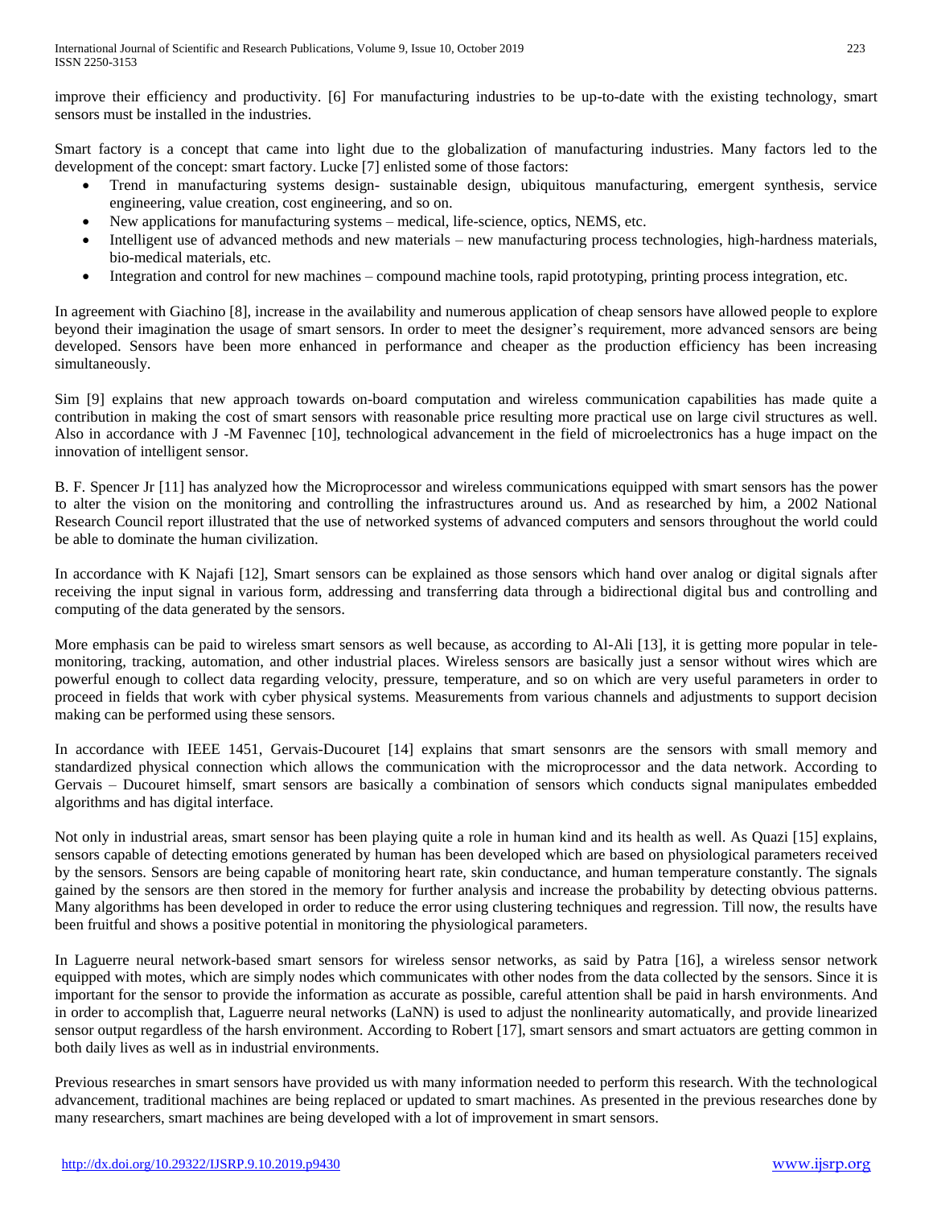improve their efficiency and productivity. [6] For manufacturing industries to be up-to-date with the existing technology, smart sensors must be installed in the industries.

Smart factory is a concept that came into light due to the globalization of manufacturing industries. Many factors led to the development of the concept: smart factory. Lucke [7] enlisted some of those factors:

- Trend in manufacturing systems design- sustainable design, ubiquitous manufacturing, emergent synthesis, service engineering, value creation, cost engineering, and so on.
- New applications for manufacturing systems – medical, life-science, optics, NEMS, etc.
- Intelligent use of advanced methods and new materials – new manufacturing process technologies, high-hardness materials, bio-medical materials, etc.
- Integration and control for new machines – compound machine tools, rapid prototyping, printing process integration, etc.

In agreement with Giachino [8], increase in the availability and numerous application of cheap sensors have allowed people to explore beyond their imagination the usage of smart sensors. In order to meet the designer's requirement, more advanced sensors are being developed. Sensors have been more enhanced in performance and cheaper as the production efficiency has been increasing simultaneously.

Sim [9] explains that new approach towards on-board computation and wireless communication capabilities has made quite a contribution in making the cost of smart sensors with reasonable price resulting more practical use on large civil structures as well. Also in accordance with J -M Favennec [10], technological advancement in the field of microelectronics has a huge impact on the innovation of intelligent sensor.

B. F. Spencer Jr [11] has analyzed how the Microprocessor and wireless communications equipped with smart sensors has the power to alter the vision on the monitoring and controlling the infrastructures around us. And as researched by him, a 2002 National Research Council report illustrated that the use of networked systems of advanced computers and sensors throughout the world could be able to dominate the human civilization.

In accordance with K Najafi [12], Smart sensors can be explained as those sensors which hand over analog or digital signals after receiving the input signal in various form, addressing and transferring data through a bidirectional digital bus and controlling and computing of the data generated by the sensors.

More emphasis can be paid to wireless smart sensors as well because, as according to Al-Ali [13], it is getting more popular in tele-monitoring, tracking, automation, and other industrial places. Wireless sensors are basically just a sensor without wires which are powerful enough to collect data regarding velocity, pressure, temperature, and so on which are very useful parameters in order to proceed in fields that work with cyber physical systems. Measurements from various channels and adjustments to support decision making can be performed using these sensors.

In accordance with IEEE 1451, Gervais-Ducouret [14] explains that smart sensonrs are the sensors with small memory and standardized physical connection which allows the communication with the microprocessor and the data network. According to Gervais – Ducouret himself, smart sensors are basically a combination of sensors which conducts signal manipulates embedded algorithms and has digital interface.

Not only in industrial areas, smart sensor has been playing quite a role in human kind and its health as well. As Quazi [15] explains, sensors capable of detecting emotions generated by human has been developed which are based on physiological parameters received by the sensors. Sensors are being capable of monitoring heart rate, skin conductance, and human temperature constantly. The signals gained by the sensors are then stored in the memory for further analysis and increase the probability by detecting obvious patterns. Many algorithms has been developed in order to reduce the error using clustering techniques and regression. Till now, the results have been fruitful and shows a positive potential in monitoring the physiological parameters.

In Laguerre neural network-based smart sensors for wireless sensor networks, as said by Patra [16], a wireless sensor network equipped with motes, which are simply nodes which communicates with other nodes from the data collected by the sensors. Since it is important for the sensor to provide the information as accurate as possible, careful attention shall be paid in harsh environments. And in order to accomplish that, Laguerre neural networks (LaNN) is used to adjust the nonlinearity automatically, and provide linearized sensor output regardless of the harsh environment. According to Robert [17], smart sensors and smart actuators are getting common in both daily lives as well as in industrial environments.

Previous researches in smart sensors have provided us with many information needed to perform this research. With the technological advancement, traditional machines are being replaced or updated to smart machines. As presented in the previous researches done by many researchers, smart machines are being developed with a lot of improvement in smart sensors.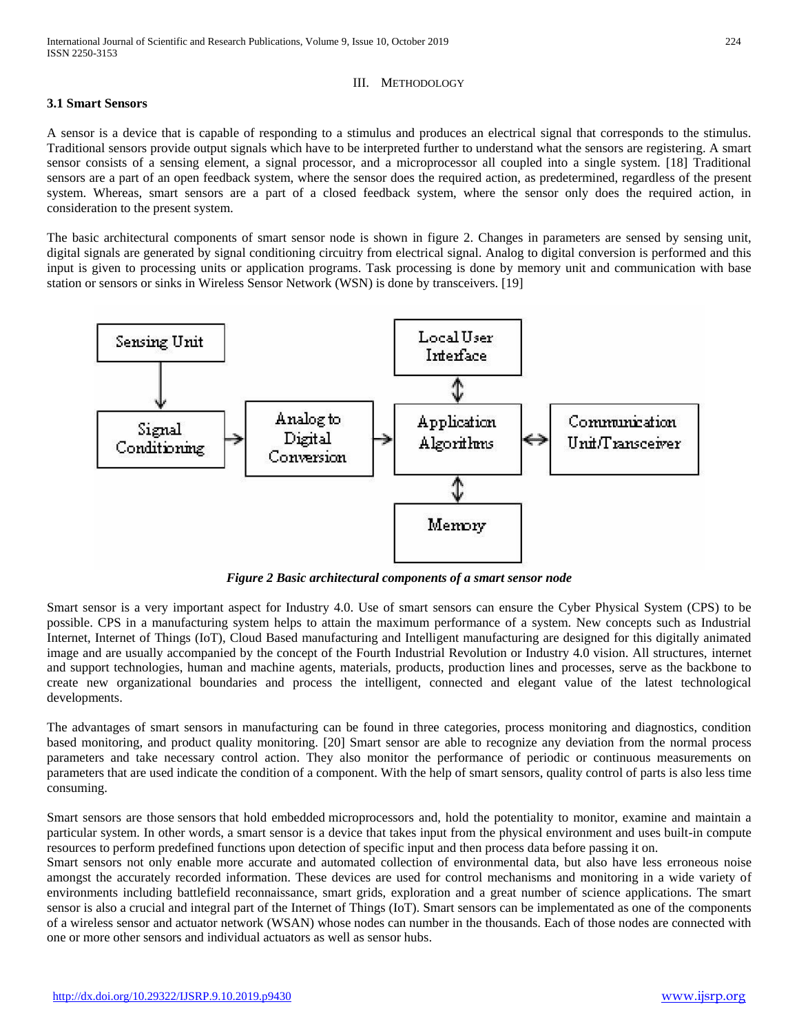## III. Methodology

### 3.1 Smart Sensors

A sensor is a device that is capable of responding to a stimulus and produces an electrical signal that corresponds to the stimulus. Traditional sensors provide output signals which have to be interpreted further to understand what the sensors are registering. A smart sensor consists of a sensing element, a signal processor, and a microprocessor all coupled into a single system. [18] Traditional sensors are a part of an open feedback system, where the sensor does the required action, as predetermined, regardless of the present system. Whereas, smart sensors are a part of a closed feedback system, where the sensor only does the required action, in consideration to the present system.

The basic architectural components of smart sensor node is shown in figure 2. Changes in parameters are sensed by sensing unit, digital signals are generated by signal conditioning circuitry from electrical signal. Analog to digital conversion is performed and this input is given to processing units or application programs. Task processing is done by memory unit and communication with base station or sensors or sinks in Wireless Sensor Network (WSN) is done by transceivers. [19]

***Figure 2 Basic architectural components of a smart sensor node***

Smart sensor is a very important aspect for Industry 4.0. Use of smart sensors can ensure the Cyber Physical System (CPS) to be possible. CPS in a manufacturing system helps to attain the maximum performance of a system. New concepts such as Industrial Internet, Internet of Things (IoT), Cloud Based manufacturing and Intelligent manufacturing are designed for this digitally animated image and are usually accompanied by the concept of the Fourth Industrial Revolution or Industry 4.0 vision. All structures, internet and support technologies, human and machine agents, materials, products, production lines and processes, serve as the backbone to create new organizational boundaries and process the intelligent, connected and elegant value of the latest technological developments.

The advantages of smart sensors in manufacturing can be found in three categories, process monitoring and diagnostics, condition based monitoring, and product quality monitoring. [20] Smart sensor are able to recognize any deviation from the normal process parameters and take necessary control action. They also monitor the performance of periodic or continuous measurements on parameters that are used indicate the condition of a component. With the help of smart sensors, quality control of parts is also less time consuming.

Smart sensors are those sensors that hold embedded microprocessors and, hold the potentiality to monitor, examine and maintain a particular system. In other words, a smart sensor is a device that takes input from the physical environment and uses built-in compute resources to perform predefined functions upon detection of specific input and then process data before passing it on.
Smart sensors not only enable more accurate and automated collection of environmental data, but also have less erroneous noise amongst the accurately recorded information. These devices are used for control mechanisms and monitoring in a wide variety of environments including battlefield reconnaissance, smart grids, exploration and a great number of science applications. The smart sensor is also a crucial and integral part of the Internet of Things (IoT). Smart sensors can be implementated as one of the components of a wireless sensor and actuator network (WSAN) whose nodes can number in the thousands. Each of those nodes are connected with one or more other sensors and individual actuators as well as sensor hubs.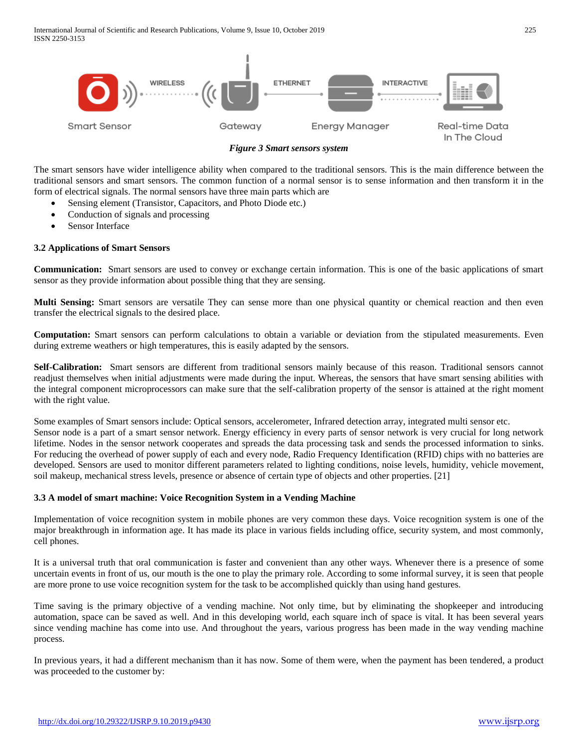*Figure 3 Smart sensors system*

The smart sensors have wider intelligence ability when compared to the traditional sensors. This is the main difference between the traditional sensors and smart sensors. The common function of a normal sensor is to sense information and then transform it in the form of electrical signals. The normal sensors have three main parts which are

- Sensing element (Transistor, Capacitors, and Photo Diode etc.)
- Conduction of signals and processing
- Sensor Interface

### 3.2 Applications of Smart Sensors

**Communication:** Smart sensors are used to convey or exchange certain information. This is one of the basic applications of smart sensor as they provide information about possible thing that they are sensing.

**Multi Sensing:** Smart sensors are versatile They can sense more than one physical quantity or chemical reaction and then even transfer the electrical signals to the desired place.

**Computation:** Smart sensors can perform calculations to obtain a variable or deviation from the stipulated measurements. Even during extreme weathers or high temperatures, this is easily adapted by the sensors.

**Self-Calibration:** Smart sensors are different from traditional sensors mainly because of this reason. Traditional sensors cannot readjust themselves when initial adjustments were made during the input. Whereas, the sensors that have smart sensing abilities with the integral component microprocessors can make sure that the self-calibration property of the sensor is attained at the right moment with the right value.

Some examples of Smart sensors include: Optical sensors, accelerometer, Infrared detection array, integrated multi sensor etc.
Sensor node is a part of a smart sensor network. Energy efficiency in every parts of sensor network is very crucial for long network lifetime. Nodes in the sensor network cooperates and spreads the data processing task and sends the processed information to sinks. For reducing the overhead of power supply of each and every node, Radio Frequency Identification (RFID) chips with no batteries are developed. Sensors are used to monitor different parameters related to lighting conditions, noise levels, humidity, vehicle movement, soil makeup, mechanical stress levels, presence or absence of certain type of objects and other properties. [21]

### 3.3 A model of smart machine: Voice Recognition System in a Vending Machine

Implementation of voice recognition system in mobile phones are very common these days. Voice recognition system is one of the major breakthrough in information age. It has made its place in various fields including office, security system, and most commonly, cell phones.

It is a universal truth that oral communication is faster and convenient than any other ways. Whenever there is a presence of some uncertain events in front of us, our mouth is the one to play the primary role. According to some informal survey, it is seen that people are more prone to use voice recognition system for the task to be accomplished quickly than using hand gestures.

Time saving is the primary objective of a vending machine. Not only time, but by eliminating the shopkeeper and introducing automation, space can be saved as well. And in this developing world, each square inch of space is vital. It has been several years since vending machine has come into use. And throughout the years, various progress has been made in the way vending machine process.

In previous years, it had a different mechanism than it has now. Some of them were, when the payment has been tendered, a product was proceeded to the customer by: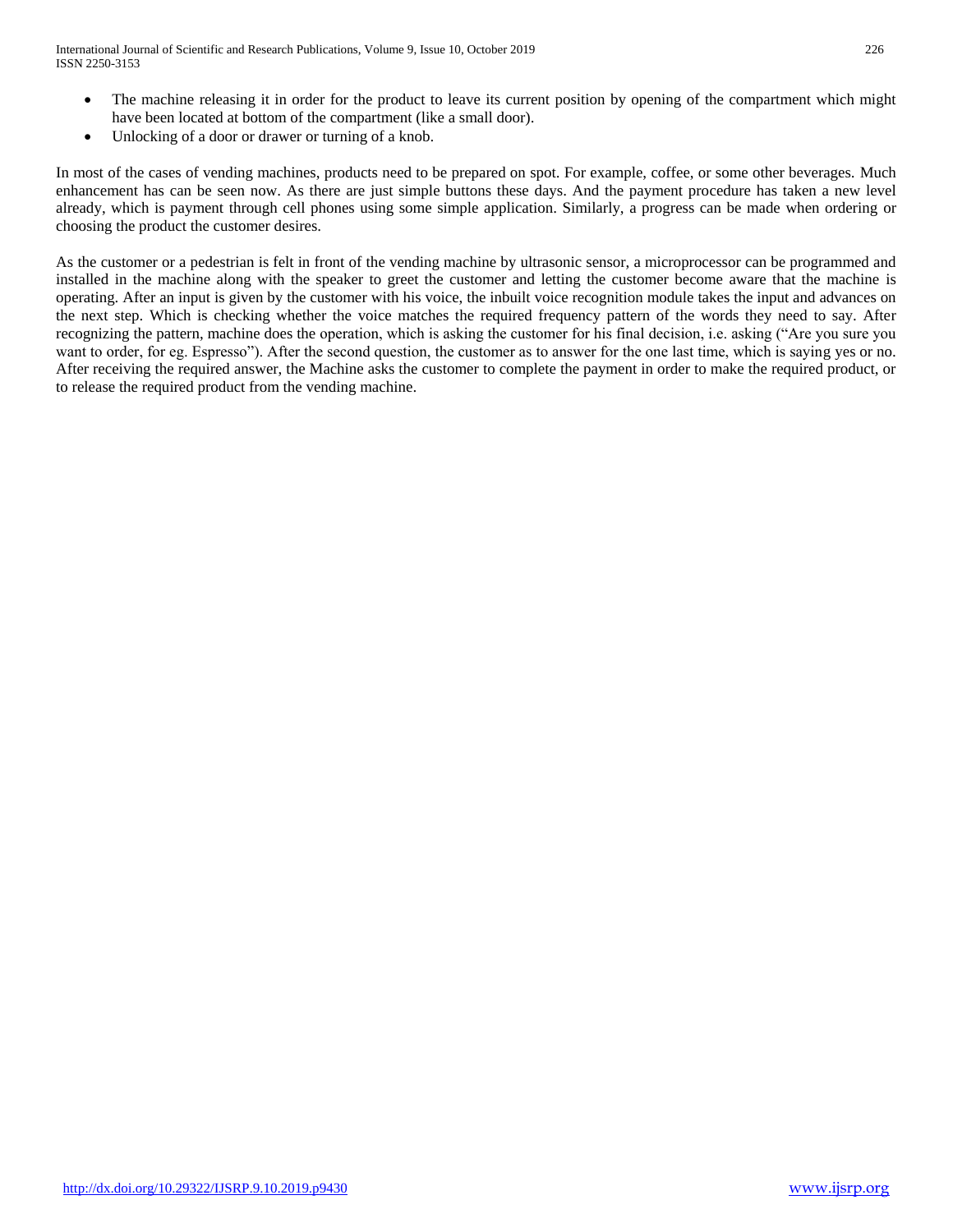- The machine releasing it in order for the product to leave its current position by opening of the compartment which might have been located at bottom of the compartment (like a small door).
- Unlocking of a door or drawer or turning of a knob.

In most of the cases of vending machines, products need to be prepared on spot. For example, coffee, or some other beverages. Much enhancement has can be seen now. As there are just simple buttons these days. And the payment procedure has taken a new level already, which is payment through cell phones using some simple application. Similarly, a progress can be made when ordering or choosing the product the customer desires.

As the customer or a pedestrian is felt in front of the vending machine by ultrasonic sensor, a microprocessor can be programmed and installed in the machine along with the speaker to greet the customer and letting the customer become aware that the machine is operating. After an input is given by the customer with his voice, the inbuilt voice recognition module takes the input and advances on the next step. Which is checking whether the voice matches the required frequency pattern of the words they need to say. After recognizing the pattern, machine does the operation, which is asking the customer for his final decision, i.e. asking ("Are you sure you want to order, for eg. Espresso"). After the second question, the customer as to answer for the one last time, which is saying yes or no. After receiving the required answer, the Machine asks the customer to complete the payment in order to make the required product, or to release the required product from the vending machine.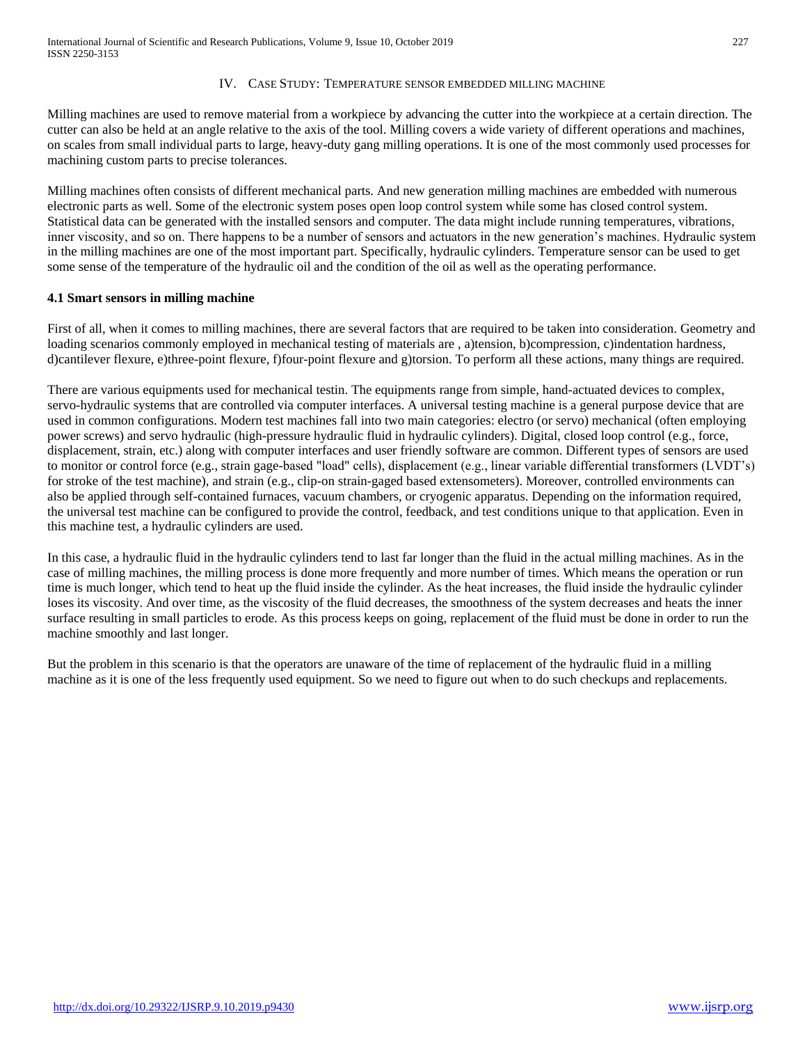## IV. Case Study: Temperature sensor embedded milling machine

Milling machines are used to remove material from a workpiece by advancing the cutter into the workpiece at a certain direction. The cutter can also be held at an angle relative to the axis of the tool. Milling covers a wide variety of different operations and machines, on scales from small individual parts to large, heavy-duty gang milling operations. It is one of the most commonly used processes for machining custom parts to precise tolerances.

Milling machines often consists of different mechanical parts. And new generation milling machines are embedded with numerous electronic parts as well. Some of the electronic system poses open loop control system while some has closed control system. Statistical data can be generated with the installed sensors and computer. The data might include running temperatures, vibrations, inner viscosity, and so on. There happens to be a number of sensors and actuators in the new generation's machines. Hydraulic system in the milling machines are one of the most important part. Specifically, hydraulic cylinders. Temperature sensor can be used to get some sense of the temperature of the hydraulic oil and the condition of the oil as well as the operating performance.

### 4.1 Smart sensors in milling machine

First of all, when it comes to milling machines, there are several factors that are required to be taken into consideration. Geometry and loading scenarios commonly employed in mechanical testing of materials are , a)tension, b)compression, c)indentation hardness, d)cantilever flexure, e)three-point flexure, f)four-point flexure and g)torsion. To perform all these actions, many things are required.

There are various equipments used for mechanical testin. The equipments range from simple, hand-actuated devices to complex, servo-hydraulic systems that are controlled via computer interfaces. A universal testing machine is a general purpose device that are used in common configurations. Modern test machines fall into two main categories: electro (or servo) mechanical (often employing power screws) and servo hydraulic (high-pressure hydraulic fluid in hydraulic cylinders). Digital, closed loop control (e.g., force, displacement, strain, etc.) along with computer interfaces and user friendly software are common. Different types of sensors are used to monitor or control force (e.g., strain gage-based "load" cells), displacement (e.g., linear variable differential transformers (LVDT's) for stroke of the test machine), and strain (e.g., clip-on strain-gaged based extensometers). Moreover, controlled environments can also be applied through self-contained furnaces, vacuum chambers, or cryogenic apparatus. Depending on the information required, the universal test machine can be configured to provide the control, feedback, and test conditions unique to that application. Even in this machine test, a hydraulic cylinders are used.

In this case, a hydraulic fluid in the hydraulic cylinders tend to last far longer than the fluid in the actual milling machines. As in the case of milling machines, the milling process is done more frequently and more number of times. Which means the operation or run time is much longer, which tend to heat up the fluid inside the cylinder. As the heat increases, the fluid inside the hydraulic cylinder loses its viscosity. And over time, as the viscosity of the fluid decreases, the smoothness of the system decreases and heats the inner surface resulting in small particles to erode. As this process keeps on going, replacement of the fluid must be done in order to run the machine smoothly and last longer.

But the problem in this scenario is that the operators are unaware of the time of replacement of the hydraulic fluid in a milling machine as it is one of the less frequently used equipment. So we need to figure out when to do such checkups and replacements.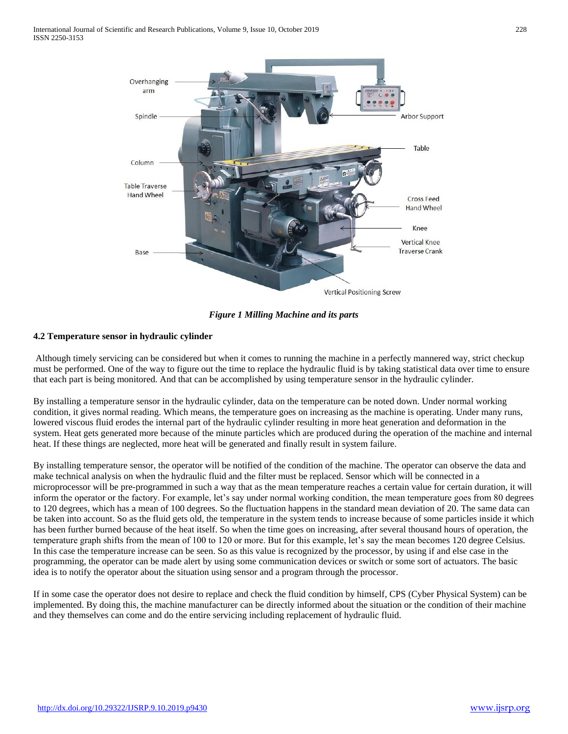*Figure 1 Milling Machine and its parts*

#### 4.2 Temperature sensor in hydraulic cylinder

Although timely servicing can be considered but when it comes to running the machine in a perfectly mannered way, strict checkup must be performed. One of the way to figure out the time to replace the hydraulic fluid is by taking statistical data over time to ensure that each part is being monitored. And that can be accomplished by using temperature sensor in the hydraulic cylinder.

By installing a temperature sensor in the hydraulic cylinder, data on the temperature can be noted down. Under normal working condition, it gives normal reading. Which means, the temperature goes on increasing as the machine is operating. Under many runs, lowered viscous fluid erodes the internal part of the hydraulic cylinder resulting in more heat generation and deformation in the system. Heat gets generated more because of the minute particles which are produced during the operation of the machine and internal heat. If these things are neglected, more heat will be generated and finally result in system failure.

By installing temperature sensor, the operator will be notified of the condition of the machine. The operator can observe the data and make technical analysis on when the hydraulic fluid and the filter must be replaced. Sensor which will be connected in a microprocessor will be pre-programmed in such a way that as the mean temperature reaches a certain value for certain duration, it will inform the operator or the factory. For example, let's say under normal working condition, the mean temperature goes from 80 degrees to 120 degrees, which has a mean of 100 degrees. So the fluctuation happens in the standard mean deviation of 20. The same data can be taken into account. So as the fluid gets old, the temperature in the system tends to increase because of some particles inside it which has been further burned because of the heat itself. So when the time goes on increasing, after several thousand hours of operation, the temperature graph shifts from the mean of 100 to 120 or more. But for this example, let's say the mean becomes 120 degree Celsius. In this case the temperature increase can be seen. So as this value is recognized by the processor, by using if and else case in the programming, the operator can be made alert by using some communication devices or switch or some sort of actuators. The basic idea is to notify the operator about the situation using sensor and a program through the processor.

If in some case the operator does not desire to replace and check the fluid condition by himself, CPS (Cyber Physical System) can be implemented. By doing this, the machine manufacturer can be directly informed about the situation or the condition of their machine and they themselves can come and do the entire servicing including replacement of hydraulic fluid.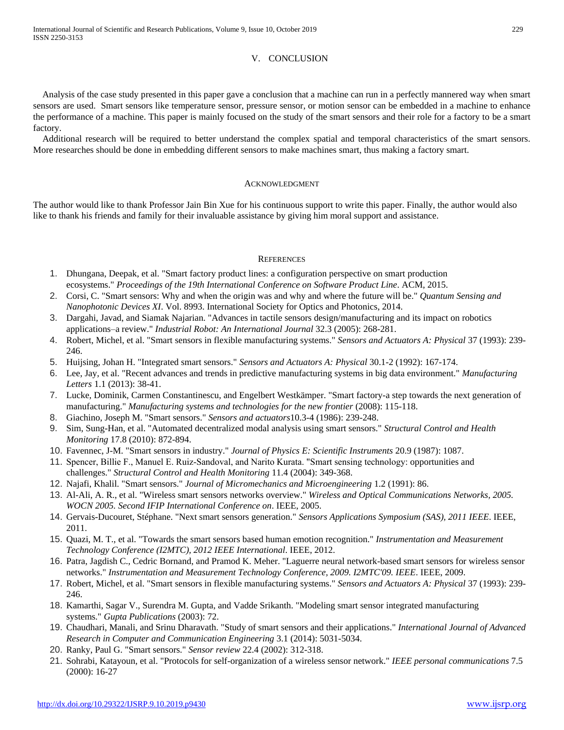## V. CONCLUSION

Analysis of the case study presented in this paper gave a conclusion that a machine can run in a perfectly mannered way when smart sensors are used. Smart sensors like temperature sensor, pressure sensor, or motion sensor can be embedded in a machine to enhance the performance of a machine. This paper is mainly focused on the study of the smart sensors and their role for a factory to be a smart factory.

Additional research will be required to better understand the complex spatial and temporal characteristics of the smart sensors. More researches should be done in embedding different sensors to make machines smart, thus making a factory smart.

## ACKNOWLEDGMENT

The author would like to thank Professor Jain Bin Xue for his continuous support to write this paper. Finally, the author would also like to thank his friends and family for their invaluable assistance by giving him moral support and assistance.

## REFERENCES

1. Dhungana, Deepak, et al. "Smart factory product lines: a configuration perspective on smart production ecosystems." *Proceedings of the 19th International Conference on Software Product Line*. ACM, 2015.
2. Corsi, C. "Smart sensors: Why and when the origin was and why and where the future will be." *Quantum Sensing and Nanophotonic Devices XI*. Vol. 8993. International Society for Optics and Photonics, 2014.
3. Dargahi, Javad, and Siamak Najarian. "Advances in tactile sensors design/manufacturing and its impact on robotics applications–a review." *Industrial Robot: An International Journal* 32.3 (2005): 268-281.
4. Robert, Michel, et al. "Smart sensors in flexible manufacturing systems." *Sensors and Actuators A: Physical* 37 (1993): 239-246.
5. Huijsing, Johan H. "Integrated smart sensors." *Sensors and Actuators A: Physical* 30.1-2 (1992): 167-174.
6. Lee, Jay, et al. "Recent advances and trends in predictive manufacturing systems in big data environment." *Manufacturing Letters* 1.1 (2013): 38-41.
7. Lucke, Dominik, Carmen Constantinescu, and Engelbert Westkämper. "Smart factory-a step towards the next generation of manufacturing." *Manufacturing systems and technologies for the new frontier* (2008): 115-118.
8. Giachino, Joseph M. "Smart sensors." *Sensors and actuators*10.3-4 (1986): 239-248.
9. Sim, Sung-Han, et al. "Automated decentralized modal analysis using smart sensors." *Structural Control and Health Monitoring* 17.8 (2010): 872-894.
10. Favennec, J-M. "Smart sensors in industry." *Journal of Physics E: Scientific Instruments* 20.9 (1987): 1087.
11. Spencer, Billie F., Manuel E. Ruiz-Sandoval, and Narito Kurata. "Smart sensing technology: opportunities and challenges." *Structural Control and Health Monitoring* 11.4 (2004): 349-368.
12. Najafi, Khalil. "Smart sensors." *Journal of Micromechanics and Microengineering* 1.2 (1991): 86.
13. Al-Ali, A. R., et al. "Wireless smart sensors networks overview." *Wireless and Optical Communications Networks, 2005. WOCN 2005. Second IFIP International Conference on*. IEEE, 2005.
14. Gervais-Ducouret, Stéphane. "Next smart sensors generation." *Sensors Applications Symposium (SAS), 2011 IEEE*. IEEE, 2011.
15. Quazi, M. T., et al. "Towards the smart sensors based human emotion recognition." *Instrumentation and Measurement Technology Conference (I2MTC), 2012 IEEE International*. IEEE, 2012.
16. Patra, Jagdish C., Cedric Bornand, and Pramod K. Meher. "Laguerre neural network-based smart sensors for wireless sensor networks." *Instrumentation and Measurement Technology Conference, 2009. I2MTC'09. IEEE*. IEEE, 2009.
17. Robert, Michel, et al. "Smart sensors in flexible manufacturing systems." *Sensors and Actuators A: Physical* 37 (1993): 239-246.
18. Kamarthi, Sagar V., Surendra M. Gupta, and Vadde Srikanth. "Modeling smart sensor integrated manufacturing systems." *Gupta Publications* (2003): 72.
19. Chaudhari, Manali, and Srinu Dharavath. "Study of smart sensors and their applications." *International Journal of Advanced Research in Computer and Communication Engineering* 3.1 (2014): 5031-5034.
20. Ranky, Paul G. "Smart sensors." *Sensor review* 22.4 (2002): 312-318.
21. Sohrabi, Katayoun, et al. "Protocols for self-organization of a wireless sensor network." *IEEE personal communications* 7.5 (2000): 16-27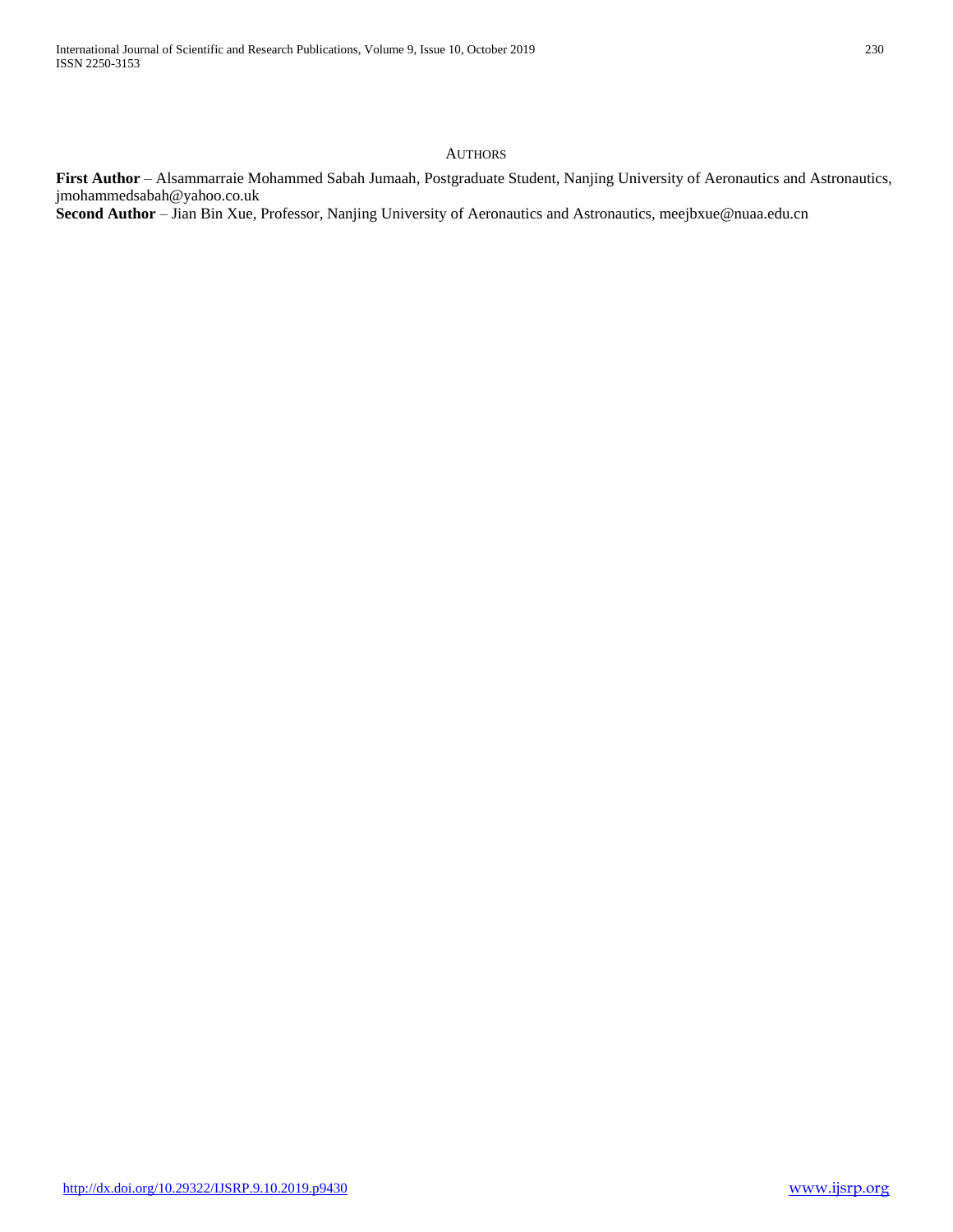## AUTHORS

**First Author** – Alsammarraie Mohammed Sabah Jumaah, Postgraduate Student, Nanjing University of Aeronautics and Astronautics, jmohammedsabah@yahoo.co.uk

**Second Author** – Jian Bin Xue, Professor, Nanjing University of Aeronautics and Astronautics, meejbxue@nuaa.edu.cn